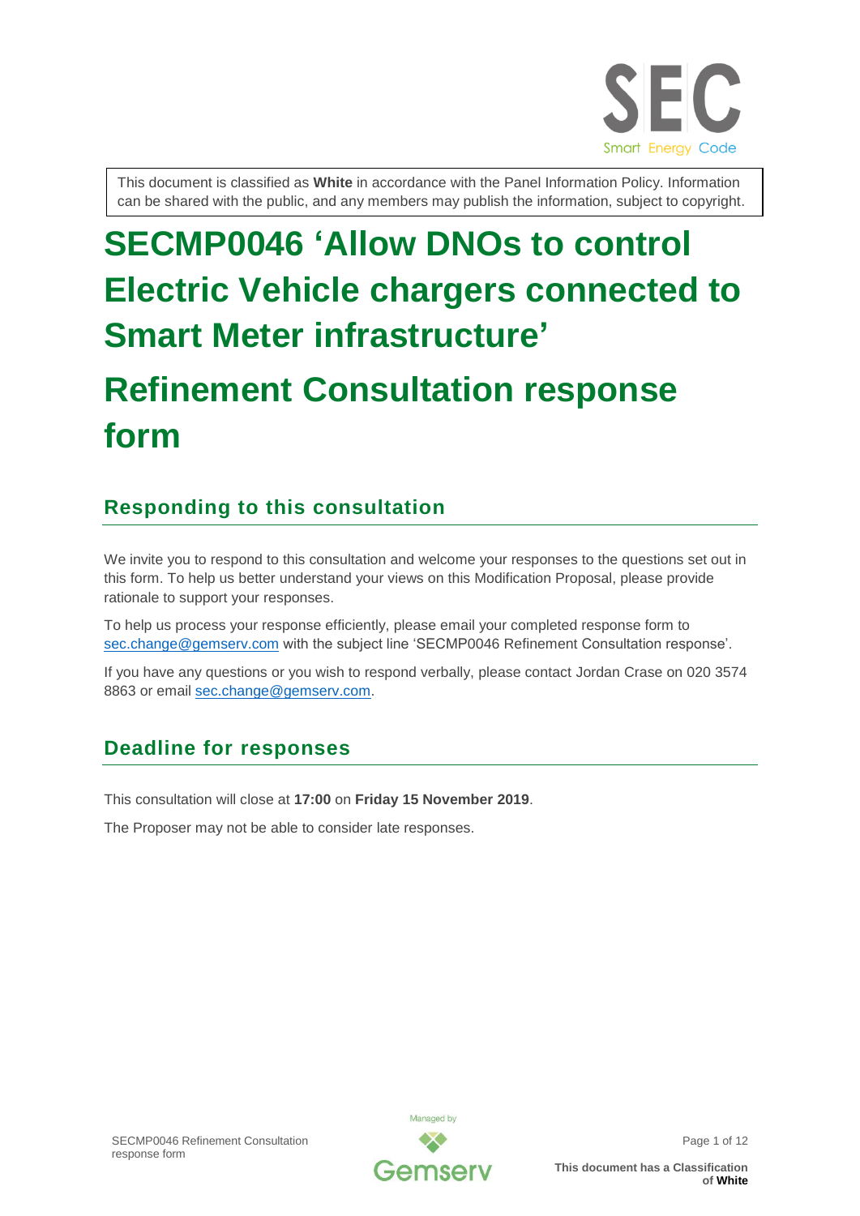This document is classified as **White** in accordance with the Panel Information Policy. Information can be shared with the public, and any members may publish the information, subject to copyright.

# SECMP0046 'Allow DNOs to control Electric Vehicle chargers connected to Smart Meter infrastructure'

# Refinement Consultation response form

## Responding to this consultation

We invite you to respond to this consultation and welcome your responses to the questions set out in this form. To help us better understand your views on this Modification Proposal, please provide rationale to support your responses.

To help us process your response efficiently, please email your completed response form to sec.change@gemserv.com with the subject line 'SECMP0046 Refinement Consultation response'.

If you have any questions or you wish to respond verbally, please contact Jordan Crase on 020 3574 8863 or email sec.change@gemserv.com.

## Deadline for responses

This consultation will close at **17:00** on **Friday 15 November 2019**.

The Proposer may not be able to consider late responses.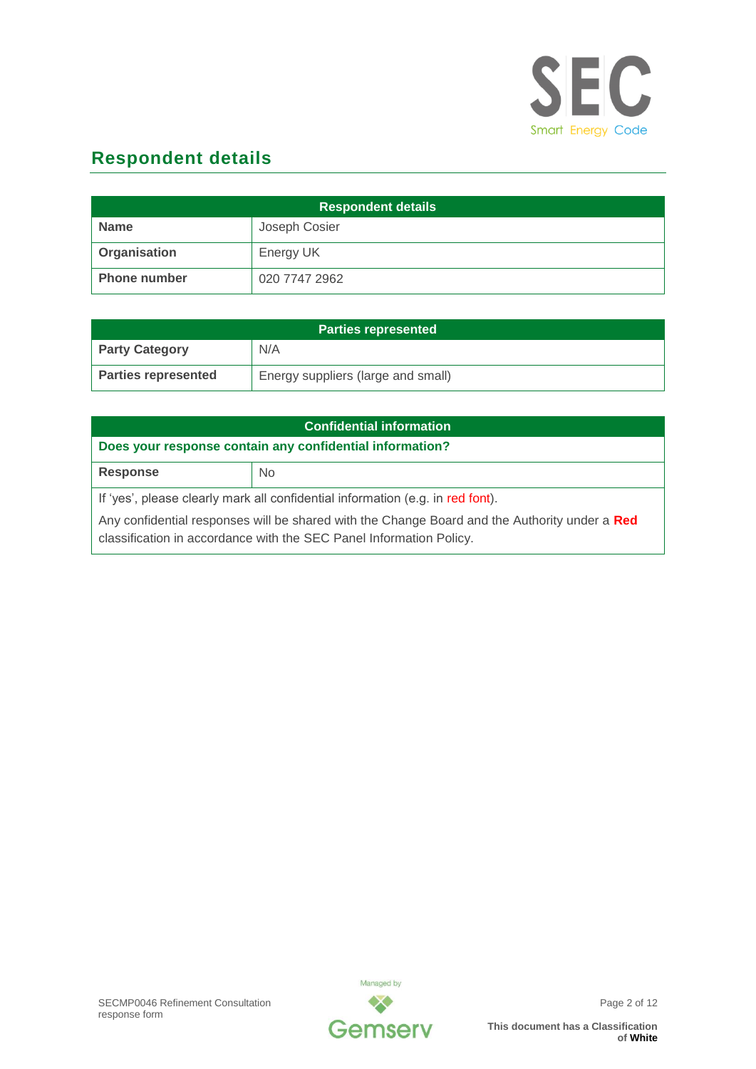## Respondent details

| Respondent details | |
|---|---|
| **Name** | Joseph Cosier |
| **Organisation** | Energy UK |
| **Phone number** | 020 7747 2962 |

| Parties represented | |
|---|---|
| **Party Category** | N/A |
| **Parties represented** | Energy suppliers (large and small) |

| Confidential information | |
|---|---|
| **Does your response contain any confidential information?** | |
| **Response** | No |
| If 'yes', please clearly mark all confidential information (e.g. in red font). Any confidential responses will be shared with the Change Board and the Authority under a **Red** classification in accordance with the SEC Panel Information Policy. | |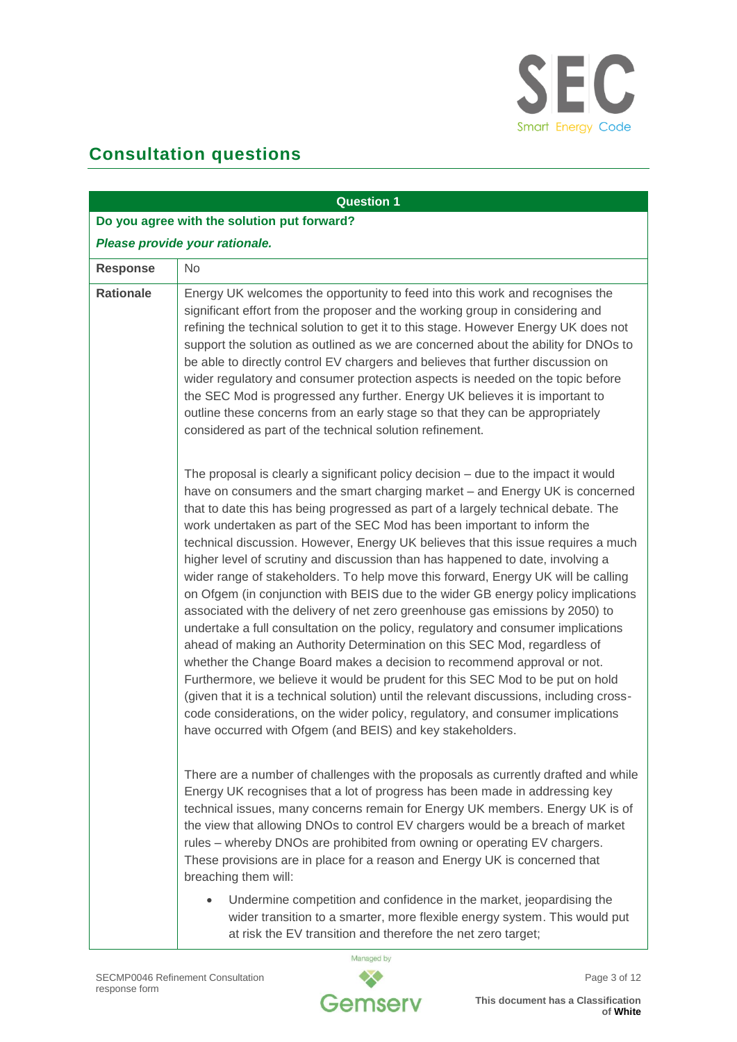## Consultation questions

| Question 1 | |
|---|---|
| **Do you agree with the solution put forward?** *Please provide your rationale.* | |
| **Response** | No |
| **Rationale** | Energy UK welcomes the opportunity to feed into this work and recognises the significant effort from the proposer and the working group in considering and refining the technical solution to get it to this stage. However Energy UK does not support the solution as outlined as we are concerned about the ability for DNOs to be able to directly control EV chargers and believes that further discussion on wider regulatory and consumer protection aspects is needed on the topic before the SEC Mod is progressed any further. Energy UK believes it is important to outline these concerns from an early stage so that they can be appropriately considered as part of the technical solution refinement.<br><br>The proposal is clearly a significant policy decision – due to the impact it would have on consumers and the smart charging market – and Energy UK is concerned that to date this has being progressed as part of a largely technical debate. The work undertaken as part of the SEC Mod has been important to inform the technical discussion. However, Energy UK believes that this issue requires a much higher level of scrutiny and discussion than has happened to date, involving a wider range of stakeholders. To help move this forward, Energy UK will be calling on Ofgem (in conjunction with BEIS due to the wider GB energy policy implications associated with the delivery of net zero greenhouse gas emissions by 2050) to undertake a full consultation on the policy, regulatory and consumer implications ahead of making an Authority Determination on this SEC Mod, regardless of whether the Change Board makes a decision to recommend approval or not. Furthermore, we believe it would be prudent for this SEC Mod to be put on hold (given that it is a technical solution) until the relevant discussions, including cross-code considerations, on the wider policy, regulatory, and consumer implications have occurred with Ofgem (and BEIS) and key stakeholders.<br><br>There are a number of challenges with the proposals as currently drafted and while Energy UK recognises that a lot of progress has been made in addressing key technical issues, many concerns remain for Energy UK members. Energy UK is of the view that allowing DNOs to control EV chargers would be a breach of market rules – whereby DNOs are prohibited from owning or operating EV chargers. These provisions are in place for a reason and Energy UK is concerned that breaching them will:<br><br>• Undermine competition and confidence in the market, jeopardising the wider transition to a smarter, more flexible energy system. This would put at risk the EV transition and therefore the net zero target; |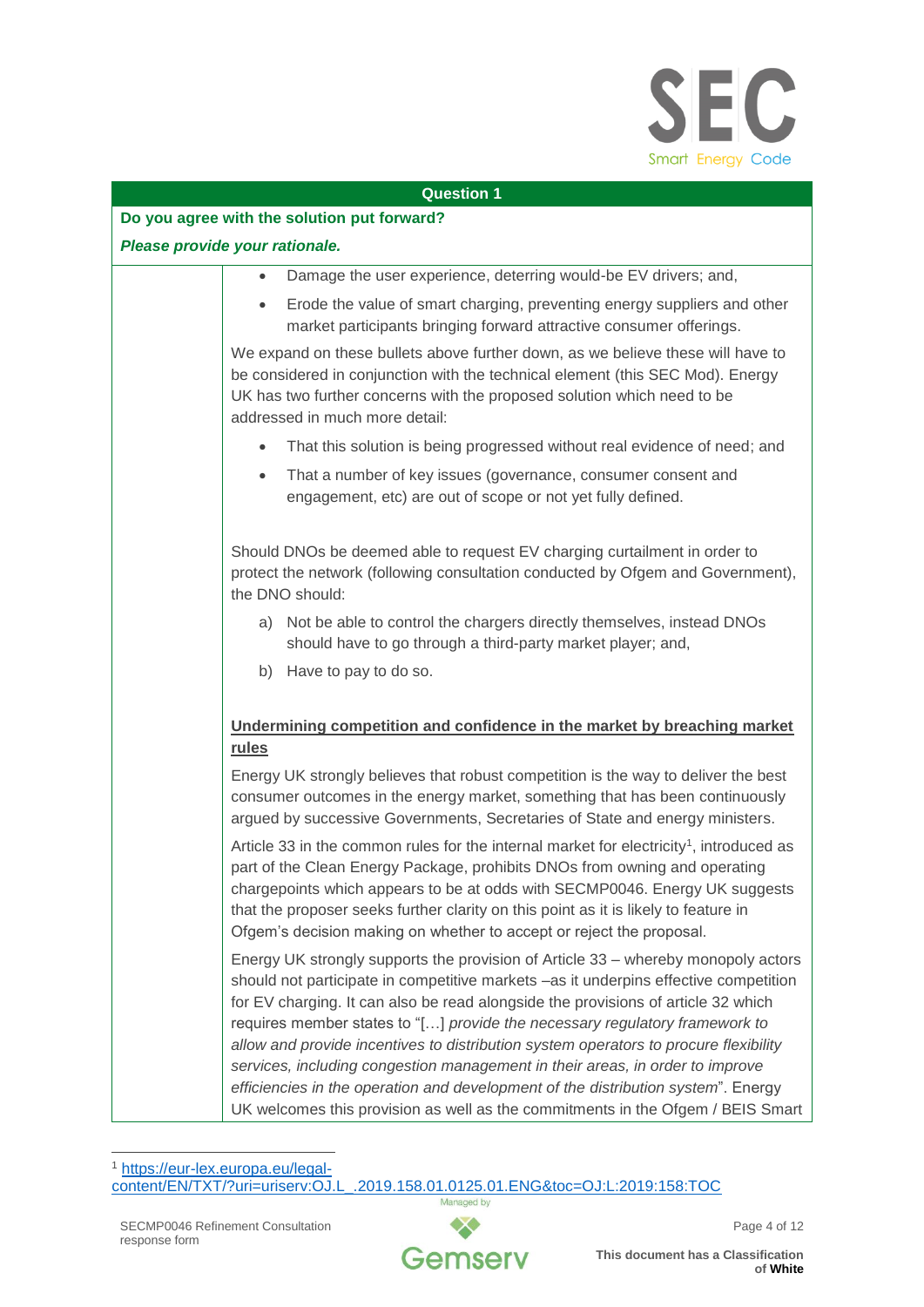| Question 1 | |
|---|---|
| **Do you agree with the solution put forward?** | |
| ***Please provide your rationale.*** | |
| | • Damage the user experience, deterring would-be EV drivers; and,<br>• Erode the value of smart charging, preventing energy suppliers and other market participants bringing forward attractive consumer offerings.<br><br>We expand on these bullets above further down, as we believe these will have to be considered in conjunction with the technical element (this SEC Mod). Energy UK has two further concerns with the proposed solution which need to be addressed in much more detail:<br><br>• That this solution is being progressed without real evidence of need; and<br>• That a number of key issues (governance, consumer consent and engagement, etc) are out of scope or not yet fully defined.<br><br>Should DNOs be deemed able to request EV charging curtailment in order to protect the network (following consultation conducted by Ofgem and Government), the DNO should:<br><br>a) Not be able to control the chargers directly themselves, instead DNOs should have to go through a third-party market player; and,<br>b) Have to pay to do so.<br><br>**Undermining competition and confidence in the market by breaching market rules**<br><br>Energy UK strongly believes that robust competition is the way to deliver the best consumer outcomes in the energy market, something that has been continuously argued by successive Governments, Secretaries of State and energy ministers.<br><br>Article 33 in the common rules for the internal market for electricity[1], introduced as part of the Clean Energy Package, prohibits DNOs from owning and operating chargepoints which appears to be at odds with SECMP0046. Energy UK suggests that the proposer seeks further clarity on this point as it is likely to feature in Ofgem's decision making on whether to accept or reject the proposal.<br><br>Energy UK strongly supports the provision of Article 33 – whereby monopoly actors should not participate in competitive markets –as it underpins effective competition for EV charging. It can also be read alongside the provisions of article 32 which requires member states to "[…] *provide the necessary regulatory framework to allow and provide incentives to distribution system operators to procure flexibility services, including congestion management in their areas, in order to improve efficiencies in the operation and development of the distribution system*". Energy UK welcomes this provision as well as the commitments in the Ofgem / BEIS Smart |

[1] https://eur-lex.europa.eu/legal-content/EN/TXT/?uri=uriserv:OJ.L_.2019.158.01.0125.01.ENG&toc=OJ:L:2019:158:TOC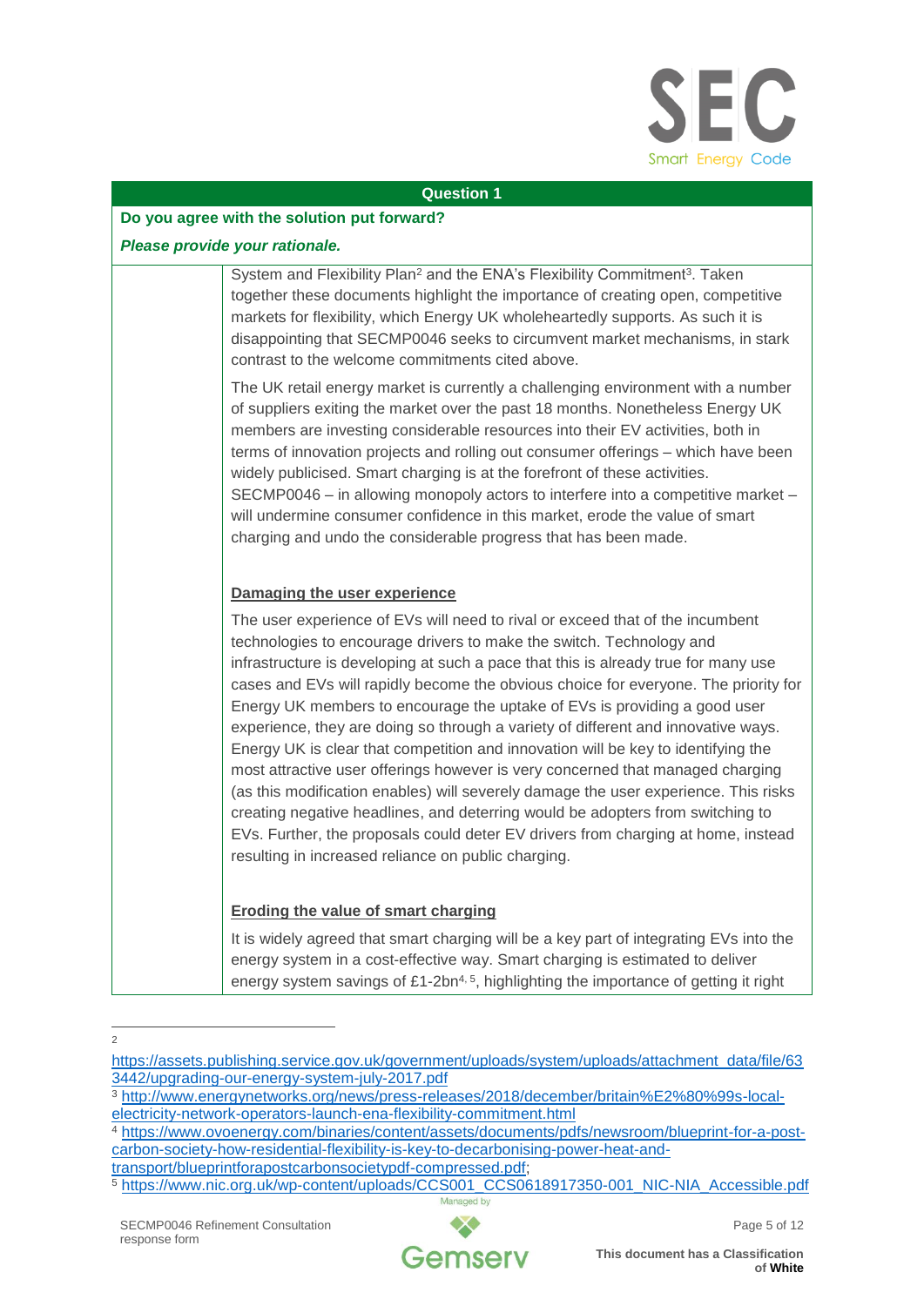| Question 1 | |
|---|---|
| **Do you agree with the solution put forward?** *Please provide your rationale.* | |
| | System and Flexibility Plan[2] and the ENA's Flexibility Commitment[3]. Taken together these documents highlight the importance of creating open, competitive markets for flexibility, which Energy UK wholeheartedly supports. As such it is disappointing that SECMP0046 seeks to circumvent market mechanisms, in stark contrast to the welcome commitments cited above.<br><br>The UK retail energy market is currently a challenging environment with a number of suppliers exiting the market over the past 18 months. Nonetheless Energy UK members are investing considerable resources into their EV activities, both in terms of innovation projects and rolling out consumer offerings – which have been widely publicised. Smart charging is at the forefront of these activities. SECMP0046 – in allowing monopoly actors to interfere into a competitive market – will undermine consumer confidence in this market, erode the value of smart charging and undo the considerable progress that has been made.<br><br>**Damaging the user experience**<br><br>The user experience of EVs will need to rival or exceed that of the incumbent technologies to encourage drivers to make the switch. Technology and infrastructure is developing at such a pace that this is already true for many use cases and EVs will rapidly become the obvious choice for everyone. The priority for Energy UK members to encourage the uptake of EVs is providing a good user experience, they are doing so through a variety of different and innovative ways. Energy UK is clear that competition and innovation will be key to identifying the most attractive user offerings however is very concerned that managed charging (as this modification enables) will severely damage the user experience. This risks creating negative headlines, and deterring would be adopters from switching to EVs. Further, the proposals could deter EV drivers from charging at home, instead resulting in increased reliance on public charging.<br><br>**Eroding the value of smart charging**<br><br>It is widely agreed that smart charging will be a key part of integrating EVs into the energy system in a cost-effective way. Smart charging is estimated to deliver energy system savings of £1-2bn[4, 5], highlighting the importance of getting it right |

[2] https://assets.publishing.service.gov.uk/government/uploads/system/uploads/attachment_data/file/633442/upgrading-our-energy-system-july-2017.pdf

[3] http://www.energynetworks.org/news/press-releases/2018/december/britain%E2%80%99s-local-electricity-network-operators-launch-ena-flexibility-commitment.html

[4] https://www.ovoenergy.com/binaries/content/assets/documents/pdfs/newsroom/blueprint-for-a-post-carbon-society-how-residential-flexibility-is-key-to-decarbonising-power-heat-and-transport/blueprintforapostcarbonsocietypdf-compressed.pdf;

[5] https://www.nic.org.uk/wp-content/uploads/CCS001_CCS0618917350-001_NIC-NIA_Accessible.pdf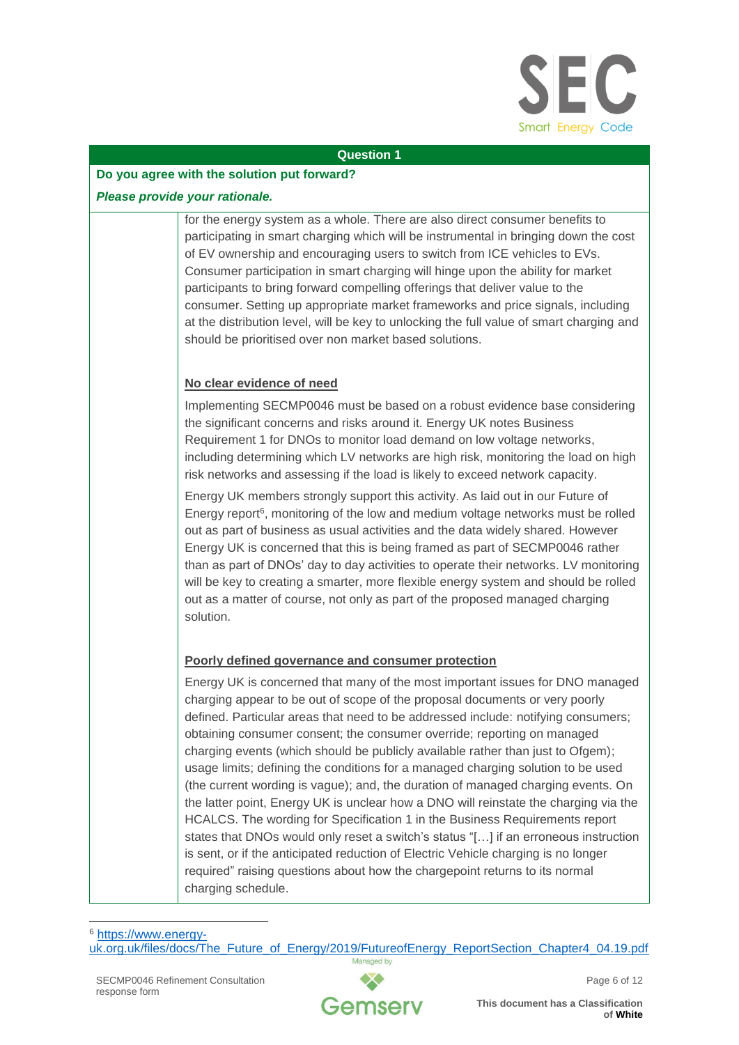| Question 1 | |
|---|---|
| **Do you agree with the solution put forward?** | |
| ***Please provide your rationale.*** | |
| | for the energy system as a whole. There are also direct consumer benefits to participating in smart charging which will be instrumental in bringing down the cost of EV ownership and encouraging users to switch from ICE vehicles to EVs. Consumer participation in smart charging will hinge upon the ability for market participants to bring forward compelling offerings that deliver value to the consumer. Setting up appropriate market frameworks and price signals, including at the distribution level, will be key to unlocking the full value of smart charging and should be prioritised over non market based solutions.<br><br>**No clear evidence of need**<br><br>Implementing SECMP0046 must be based on a robust evidence base considering the significant concerns and risks around it. Energy UK notes Business Requirement 1 for DNOs to monitor load demand on low voltage networks, including determining which LV networks are high risk, monitoring the load on high risk networks and assessing if the load is likely to exceed network capacity.<br><br>Energy UK members strongly support this activity. As laid out in our Future of Energy report[6], monitoring of the low and medium voltage networks must be rolled out as part of business as usual activities and the data widely shared. However Energy UK is concerned that this is being framed as part of SECMP0046 rather than as part of DNOs' day to day activities to operate their networks. LV monitoring will be key to creating a smarter, more flexible energy system and should be rolled out as a matter of course, not only as part of the proposed managed charging solution.<br><br>**Poorly defined governance and consumer protection**<br><br>Energy UK is concerned that many of the most important issues for DNO managed charging appear to be out of scope of the proposal documents or very poorly defined. Particular areas that need to be addressed include: notifying consumers; obtaining consumer consent; the consumer override; reporting on managed charging events (which should be publicly available rather than just to Ofgem); usage limits; defining the conditions for a managed charging solution to be used (the current wording is vague); and, the duration of managed charging events. On the latter point, Energy UK is unclear how a DNO will reinstate the charging via the HCALCS. The wording for Specification 1 in the Business Requirements report states that DNOs would only reset a switch's status "[…] if an erroneous instruction is sent, or if the anticipated reduction of Electric Vehicle charging is no longer required" raising questions about how the chargepoint returns to its normal charging schedule. |

[6] https://www.energy-uk.org.uk/files/docs/The_Future_of_Energy/2019/FutureofEnergy_ReportSection_Chapter4_04.19.pdf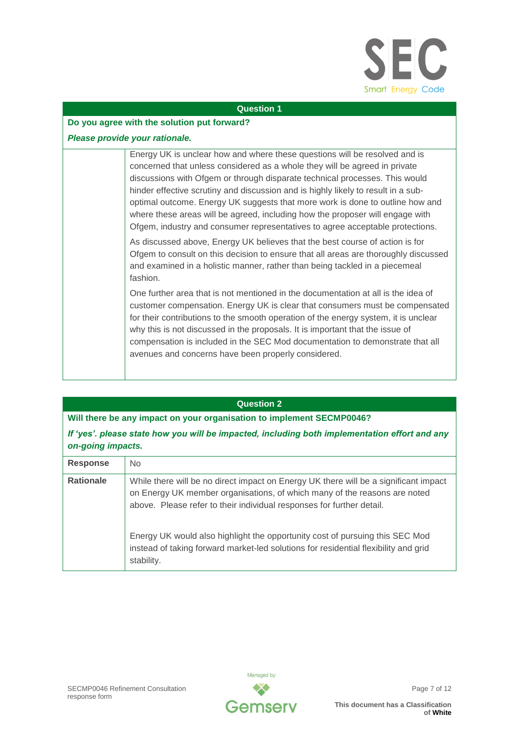| Question 1 | |
|---|---|
| **Do you agree with the solution put forward?**<br>***Please provide your rationale.*** | |
| | Energy UK is unclear how and where these questions will be resolved and is concerned that unless considered as a whole they will be agreed in private discussions with Ofgem or through disparate technical processes. This would hinder effective scrutiny and discussion and is highly likely to result in a sub-optimal outcome. Energy UK suggests that more work is done to outline how and where these areas will be agreed, including how the proposer will engage with Ofgem, industry and consumer representatives to agree acceptable protections.<br><br>As discussed above, Energy UK believes that the best course of action is for Ofgem to consult on this decision to ensure that all areas are thoroughly discussed and examined in a holistic manner, rather than being tackled in a piecemeal fashion.<br><br>One further area that is not mentioned in the documentation at all is the idea of customer compensation. Energy UK is clear that consumers must be compensated for their contributions to the smooth operation of the energy system, it is unclear why this is not discussed in the proposals. It is important that the issue of compensation is included in the SEC Mod documentation to demonstrate that all avenues and concerns have been properly considered. |

| Question 2 | |
|---|---|
| **Will there be any impact on your organisation to implement SECMP0046?**<br>***If 'yes'. please state how you will be impacted, including both implementation effort and any on-going impacts.*** | |
| **Response** | No |
| **Rationale** | While there will be no direct impact on Energy UK there will be a significant impact on Energy UK member organisations, of which many of the reasons are noted above. Please refer to their individual responses for further detail.<br><br>Energy UK would also highlight the opportunity cost of pursuing this SEC Mod instead of taking forward market-led solutions for residential flexibility and grid stability. |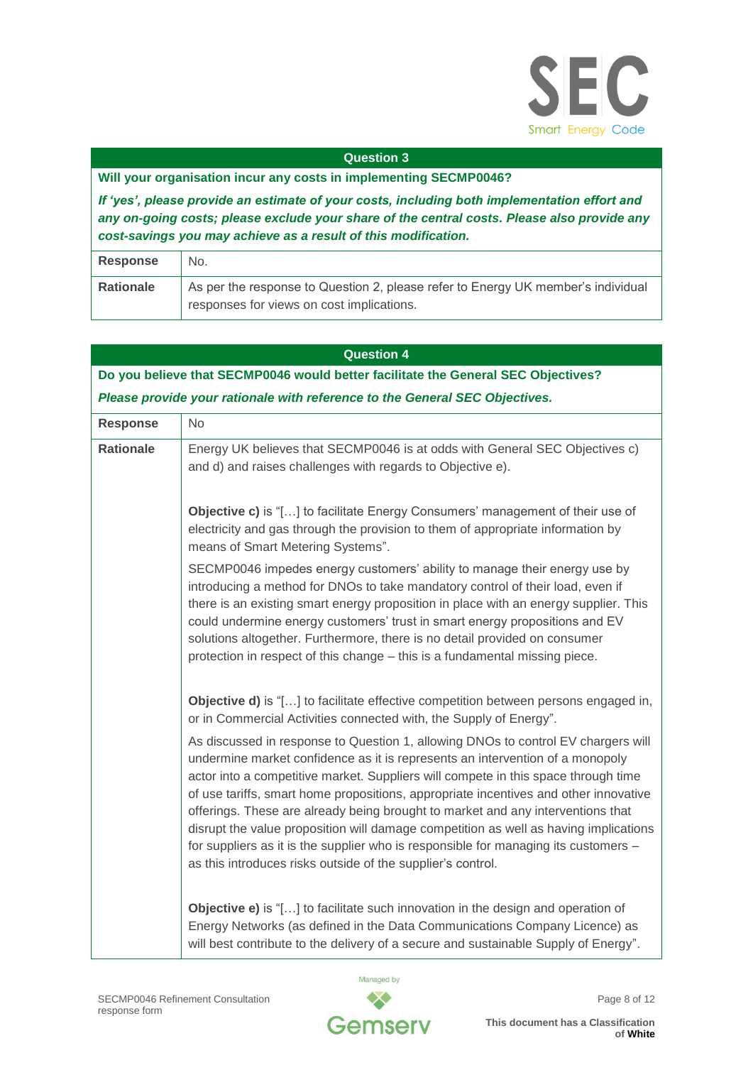| Question 3 | |
|---|---|
| **Will your organisation incur any costs in implementing SECMP0046?** *If 'yes', please provide an estimate of your costs, including both implementation effort and any on-going costs; please exclude your share of the central costs. Please also provide any cost-savings you may achieve as a result of this modification.* | |
| **Response** | No. |
| **Rationale** | As per the response to Question 2, please refer to Energy UK member's individual responses for views on cost implications. |

| Question 4 | |
|---|---|
| **Do you believe that SECMP0046 would better facilitate the General SEC Objectives?** *Please provide your rationale with reference to the General SEC Objectives.* | |
| **Response** | No |
| **Rationale** | Energy UK believes that SECMP0046 is at odds with General SEC Objectives c) and d) and raises challenges with regards to Objective e).<br><br>**Objective c)** is "[…] to facilitate Energy Consumers' management of their use of electricity and gas through the provision to them of appropriate information by means of Smart Metering Systems".<br><br>SECMP0046 impedes energy customers' ability to manage their energy use by introducing a method for DNOs to take mandatory control of their load, even if there is an existing smart energy proposition in place with an energy supplier. This could undermine energy customers' trust in smart energy propositions and EV solutions altogether. Furthermore, there is no detail provided on consumer protection in respect of this change – this is a fundamental missing piece.<br><br>**Objective d)** is "[…] to facilitate effective competition between persons engaged in, or in Commercial Activities connected with, the Supply of Energy".<br><br>As discussed in response to Question 1, allowing DNOs to control EV chargers will undermine market confidence as it is represents an intervention of a monopoly actor into a competitive market. Suppliers will compete in this space through time of use tariffs, smart home propositions, appropriate incentives and other innovative offerings. These are already being brought to market and any interventions that disrupt the value proposition will damage competition as well as having implications for suppliers as it is the supplier who is responsible for managing its customers – as this introduces risks outside of the supplier's control.<br><br>**Objective e)** is "[…] to facilitate such innovation in the design and operation of Energy Networks (as defined in the Data Communications Company Licence) as will best contribute to the delivery of a secure and sustainable Supply of Energy". |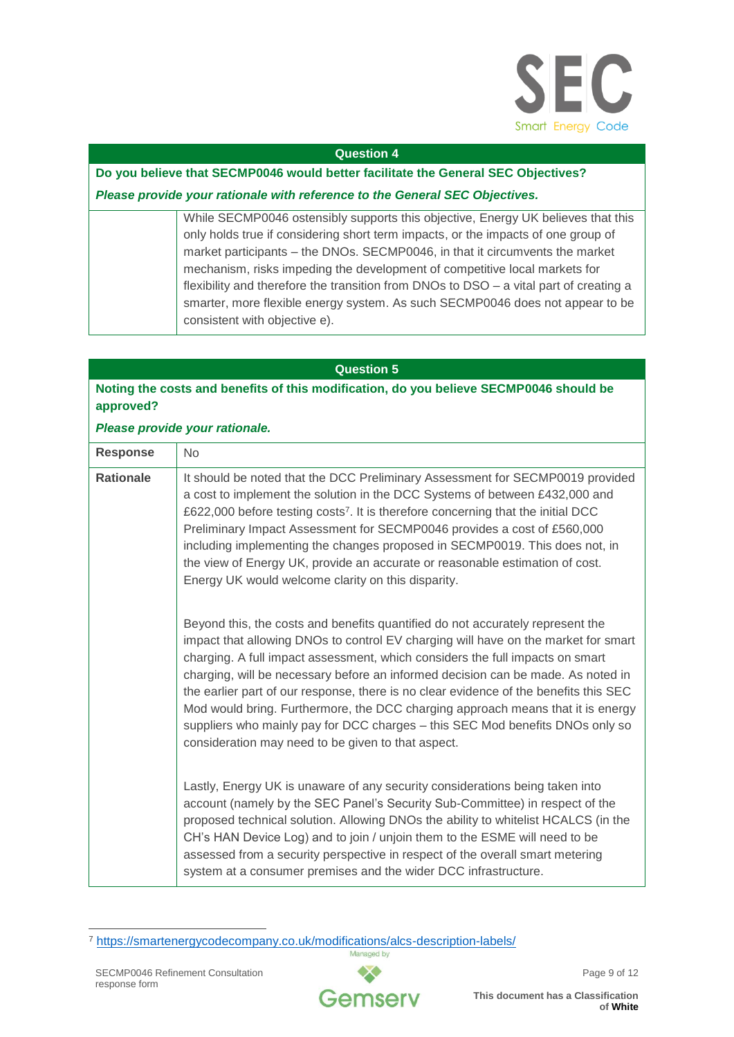| Question 4 | |
|---|---|
| **Do you believe that SECMP0046 would better facilitate the General SEC Objectives?**<br>***Please provide your rationale with reference to the General SEC Objectives.*** | |
| | While SECMP0046 ostensibly supports this objective, Energy UK believes that this only holds true if considering short term impacts, or the impacts of one group of market participants – the DNOs. SECMP0046, in that it circumvents the market mechanism, risks impeding the development of competitive local markets for flexibility and therefore the transition from DNOs to DSO – a vital part of creating a smarter, more flexible energy system. As such SECMP0046 does not appear to be consistent with objective e). |

| Question 5 | |
|---|---|
| **Noting the costs and benefits of this modification, do you believe SECMP0046 should be approved?**<br>***Please provide your rationale.*** | |
| **Response** | No |
| **Rationale** | It should be noted that the DCC Preliminary Assessment for SECMP0019 provided a cost to implement the solution in the DCC Systems of between £432,000 and £622,000 before testing costs[7]. It is therefore concerning that the initial DCC Preliminary Impact Assessment for SECMP0046 provides a cost of £560,000 including implementing the changes proposed in SECMP0019. This does not, in the view of Energy UK, provide an accurate or reasonable estimation of cost. Energy UK would welcome clarity on this disparity.<br><br>Beyond this, the costs and benefits quantified do not accurately represent the impact that allowing DNOs to control EV charging will have on the market for smart charging. A full impact assessment, which considers the full impacts on smart charging, will be necessary before an informed decision can be made. As noted in the earlier part of our response, there is no clear evidence of the benefits this SEC Mod would bring. Furthermore, the DCC charging approach means that it is energy suppliers who mainly pay for DCC charges – this SEC Mod benefits DNOs only so consideration may need to be given to that aspect.<br><br>Lastly, Energy UK is unaware of any security considerations being taken into account (namely by the SEC Panel's Security Sub-Committee) in respect of the proposed technical solution. Allowing DNOs the ability to whitelist HCALCS (in the CH's HAN Device Log) and to join / unjoin them to the ESME will need to be assessed from a security perspective in respect of the overall smart metering system at a consumer premises and the wider DCC infrastructure. |

[7] https://smartenergycodecompany.co.uk/modifications/alcs-description-labels/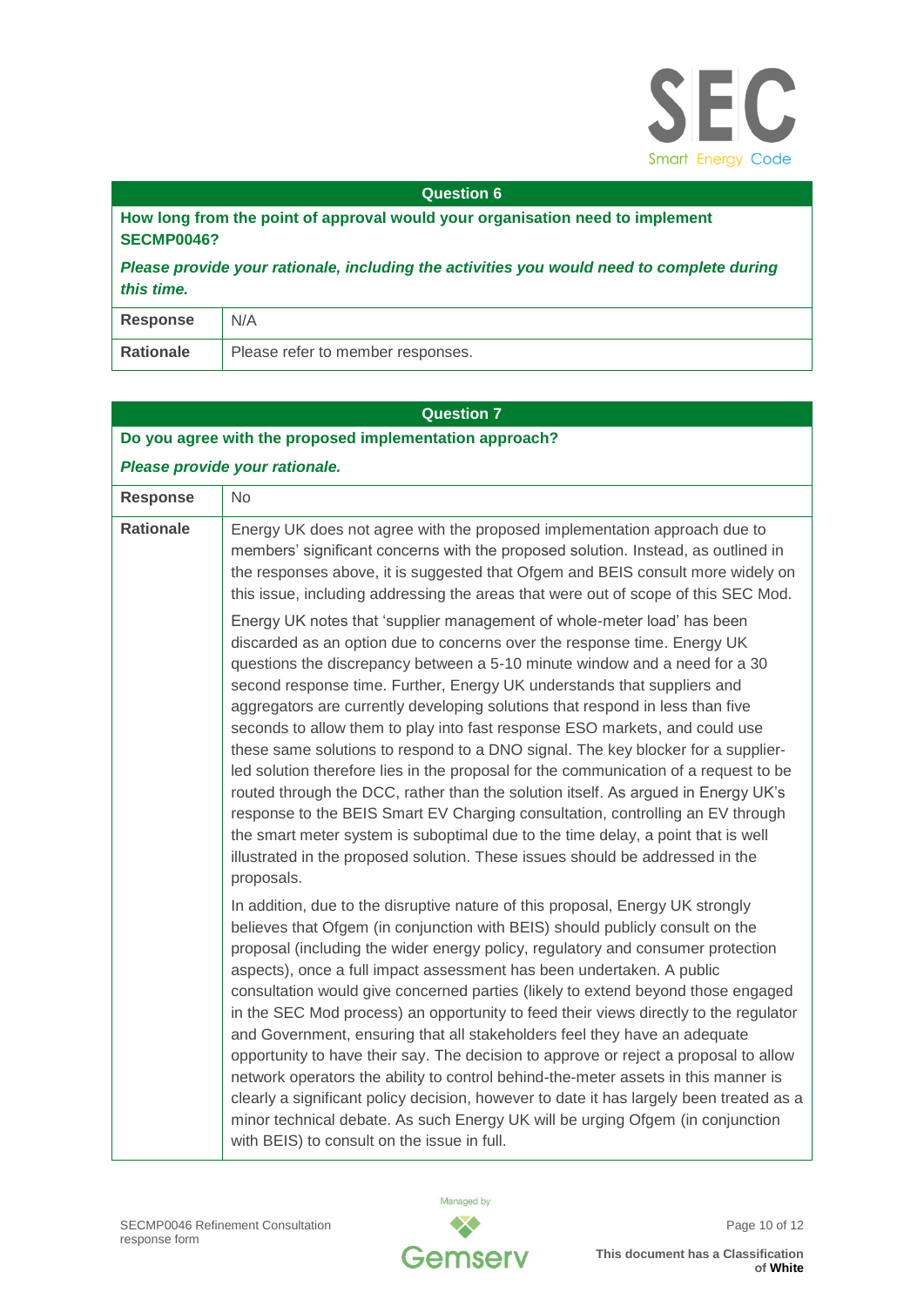| Question 6 | |
|---|---|
| **How long from the point of approval would your organisation need to implement SECMP0046?** ***Please provide your rationale, including the activities you would need to complete during this time.*** | |
| **Response** | N/A |
| **Rationale** | Please refer to member responses. |

| Question 7 | |
|---|---|
| **Do you agree with the proposed implementation approach?** ***Please provide your rationale.*** | |
| **Response** | No |
| **Rationale** | Energy UK does not agree with the proposed implementation approach due to members' significant concerns with the proposed solution. Instead, as outlined in the responses above, it is suggested that Ofgem and BEIS consult more widely on this issue, including addressing the areas that were out of scope of this SEC Mod.<br><br>Energy UK notes that 'supplier management of whole-meter load' has been discarded as an option due to concerns over the response time. Energy UK questions the discrepancy between a 5-10 minute window and a need for a 30 second response time. Further, Energy UK understands that suppliers and aggregators are currently developing solutions that respond in less than five seconds to allow them to play into fast response ESO markets, and could use these same solutions to respond to a DNO signal. The key blocker for a supplier-led solution therefore lies in the proposal for the communication of a request to be routed through the DCC, rather than the solution itself. As argued in Energy UK's response to the BEIS Smart EV Charging consultation, controlling an EV through the smart meter system is suboptimal due to the time delay, a point that is well illustrated in the proposed solution. These issues should be addressed in the proposals.<br><br>In addition, due to the disruptive nature of this proposal, Energy UK strongly believes that Ofgem (in conjunction with BEIS) should publicly consult on the proposal (including the wider energy policy, regulatory and consumer protection aspects), once a full impact assessment has been undertaken. A public consultation would give concerned parties (likely to extend beyond those engaged in the SEC Mod process) an opportunity to feed their views directly to the regulator and Government, ensuring that all stakeholders feel they have an adequate opportunity to have their say. The decision to approve or reject a proposal to allow network operators the ability to control behind-the-meter assets in this manner is clearly a significant policy decision, however to date it has largely been treated as a minor technical debate. As such Energy UK will be urging Ofgem (in conjunction with BEIS) to consult on the issue in full. |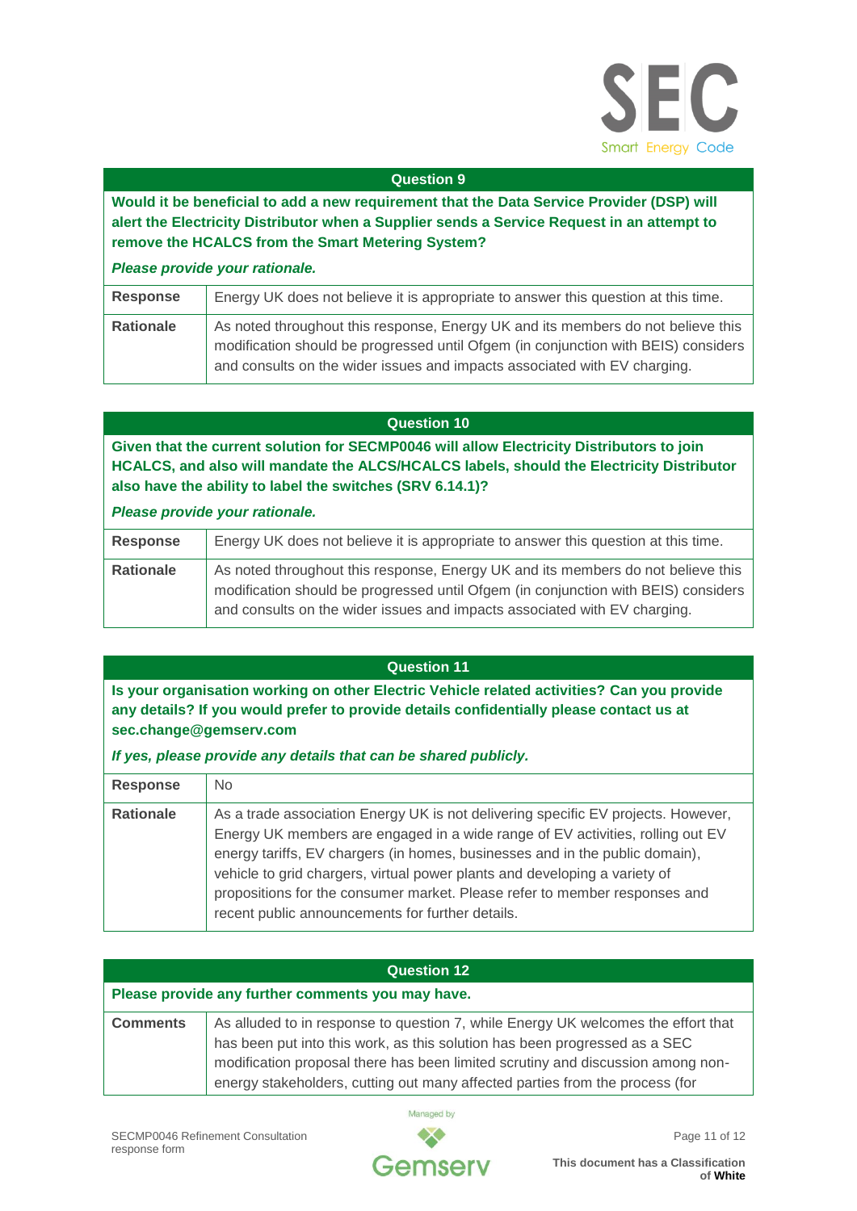| Question 9 | |
|---|---|
| **Would it be beneficial to add a new requirement that the Data Service Provider (DSP) will alert the Electricity Distributor when a Supplier sends a Service Request in an attempt to remove the HCALCS from the Smart Metering System?** *Please provide your rationale.* | |
| **Response** | Energy UK does not believe it is appropriate to answer this question at this time. |
| **Rationale** | As noted throughout this response, Energy UK and its members do not believe this modification should be progressed until Ofgem (in conjunction with BEIS) considers and consults on the wider issues and impacts associated with EV charging. |

| Question 10 | |
|---|---|
| **Given that the current solution for SECMP0046 will allow Electricity Distributors to join HCALCS, and also will mandate the ALCS/HCALCS labels, should the Electricity Distributor also have the ability to label the switches (SRV 6.14.1)?** *Please provide your rationale.* | |
| **Response** | Energy UK does not believe it is appropriate to answer this question at this time. |
| **Rationale** | As noted throughout this response, Energy UK and its members do not believe this modification should be progressed until Ofgem (in conjunction with BEIS) considers and consults on the wider issues and impacts associated with EV charging. |

| Question 11 | |
|---|---|
| **Is your organisation working on other Electric Vehicle related activities? Can you provide any details? If you would prefer to provide details confidentially please contact us at sec.change@gemserv.com** *If yes, please provide any details that can be shared publicly.* | |
| **Response** | No |
| **Rationale** | As a trade association Energy UK is not delivering specific EV projects. However, Energy UK members are engaged in a wide range of EV activities, rolling out EV energy tariffs, EV chargers (in homes, businesses and in the public domain), vehicle to grid chargers, virtual power plants and developing a variety of propositions for the consumer market. Please refer to member responses and recent public announcements for further details. |

| Question 12 | |
|---|---|
| **Please provide any further comments you may have.** | |
| **Comments** | As alluded to in response to question 7, while Energy UK welcomes the effort that has been put into this work, as this solution has been progressed as a SEC modification proposal there has been limited scrutiny and discussion among non-energy stakeholders, cutting out many affected parties from the process (for |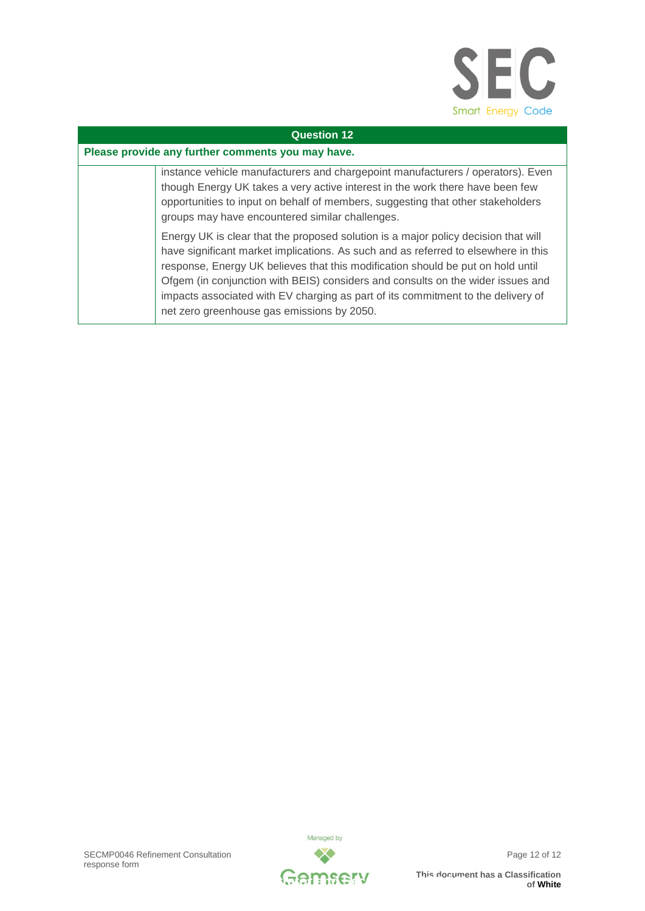| Question 12 | |
|---|---|
| **Please provide any further comments you may have.** | |
| | instance vehicle manufacturers and chargepoint manufacturers / operators). Even though Energy UK takes a very active interest in the work there have been few opportunities to input on behalf of members, suggesting that other stakeholders groups may have encountered similar challenges.<br><br>Energy UK is clear that the proposed solution is a major policy decision that will have significant market implications. As such and as referred to elsewhere in this response, Energy UK believes that this modification should be put on hold until Ofgem (in conjunction with BEIS) considers and consults on the wider issues and impacts associated with EV charging as part of its commitment to the delivery of net zero greenhouse gas emissions by 2050. |